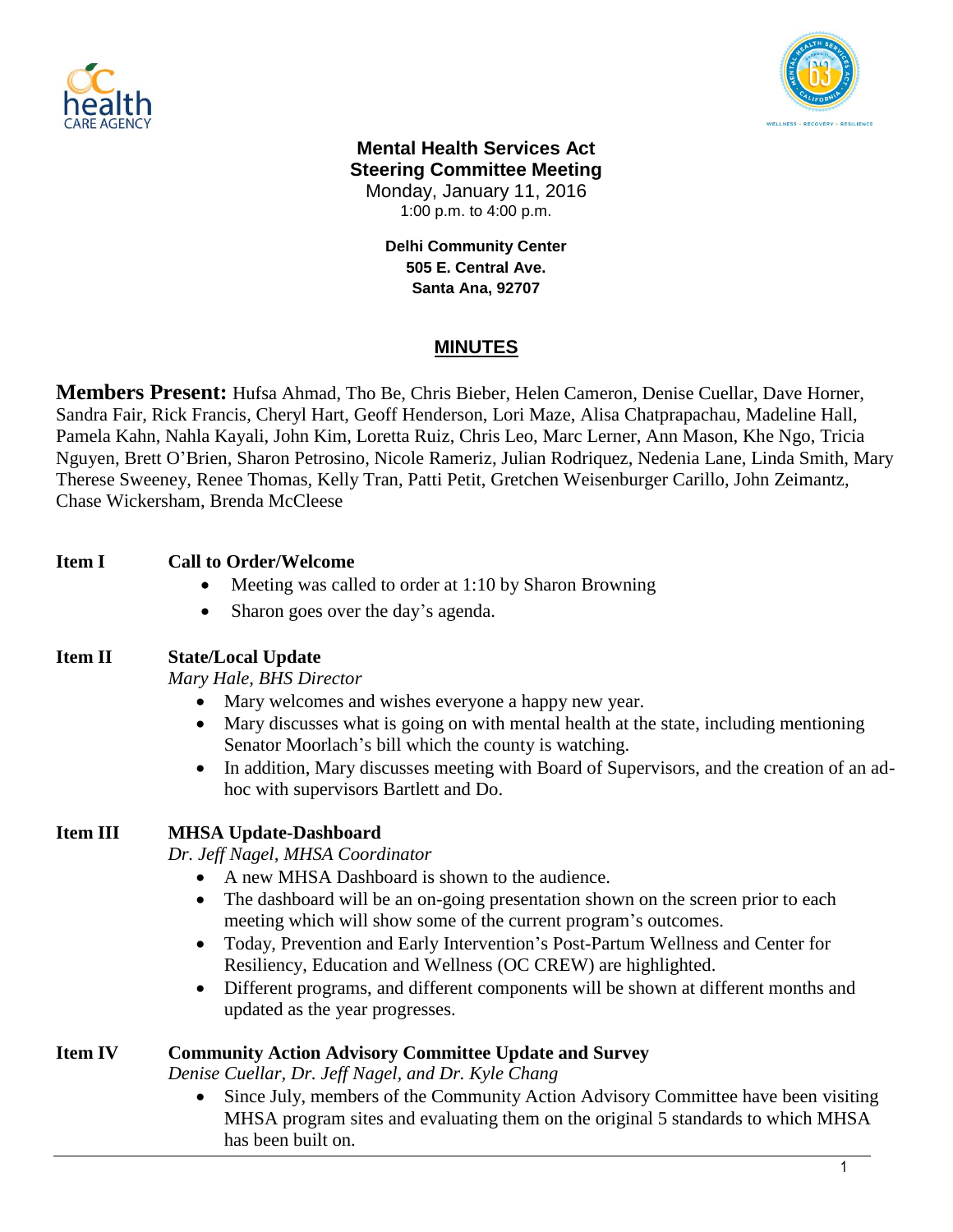**Mental Health Services Act**
**Steering Committee Meeting**
Monday, January 11, 2016
1:00 p.m. to 4:00 p.m.

**Delhi Community Center**
**505 E. Central Ave.**
**Santa Ana, 92707**

# MINUTES

**Members Present:** Hufsa Ahmad, Tho Be, Chris Bieber, Helen Cameron, Denise Cuellar, Dave Horner, Sandra Fair, Rick Francis, Cheryl Hart, Geoff Henderson, Lori Maze, Alisa Chatprapachau, Madeline Hall, Pamela Kahn, Nahla Kayali, John Kim, Loretta Ruiz, Chris Leo, Marc Lerner, Ann Mason, Khe Ngo, Tricia Nguyen, Brett O'Brien, Sharon Petrosino, Nicole Rameriz, Julian Rodriquez, Nedenia Lane, Linda Smith, Mary Therese Sweeney, Renee Thomas, Kelly Tran, Patti Petit, Gretchen Weisenburger Carillo, John Zeimantz, Chase Wickersham, Brenda McCleese

**Item I** **Call to Order/Welcome**

- Meeting was called to order at 1:10 by Sharon Browning
- Sharon goes over the day's agenda.

**Item II** **State/Local Update**
*Mary Hale, BHS Director*

- Mary welcomes and wishes everyone a happy new year.
- Mary discusses what is going on with mental health at the state, including mentioning Senator Moorlach's bill which the county is watching.
- In addition, Mary discusses meeting with Board of Supervisors, and the creation of an ad-hoc with supervisors Bartlett and Do.

**Item III** **MHSA Update-Dashboard**
*Dr. Jeff Nagel, MHSA Coordinator*

- A new MHSA Dashboard is shown to the audience.
- The dashboard will be an on-going presentation shown on the screen prior to each meeting which will show some of the current program's outcomes.
- Today, Prevention and Early Intervention's Post-Partum Wellness and Center for Resiliency, Education and Wellness (OC CREW) are highlighted.
- Different programs, and different components will be shown at different months and updated as the year progresses.

**Item IV** **Community Action Advisory Committee Update and Survey**
*Denise Cuellar, Dr. Jeff Nagel, and Dr. Kyle Chang*

- Since July, members of the Community Action Advisory Committee have been visiting MHSA program sites and evaluating them on the original 5 standards to which MHSA has been built on.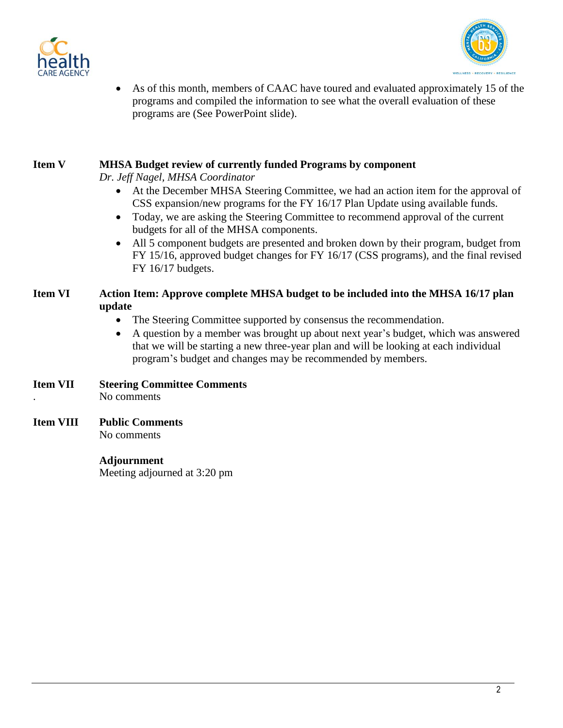- As of this month, members of CAAC have toured and evaluated approximately 15 of the programs and compiled the information to see what the overall evaluation of these programs are (See PowerPoint slide).

**Item V** **MHSA Budget review of currently funded Programs by component**

*Dr. Jeff Nagel, MHSA Coordinator*

- At the December MHSA Steering Committee, we had an action item for the approval of CSS expansion/new programs for the FY 16/17 Plan Update using available funds.
- Today, we are asking the Steering Committee to recommend approval of the current budgets for all of the MHSA components.
- All 5 component budgets are presented and broken down by their program, budget from FY 15/16, approved budget changes for FY 16/17 (CSS programs), and the final revised FY 16/17 budgets.

**Item VI** **Action Item: Approve complete MHSA budget to be included into the MHSA 16/17 plan update**

- The Steering Committee supported by consensus the recommendation.
- A question by a member was brought up about next year's budget, which was answered that we will be starting a new three-year plan and will be looking at each individual program's budget and changes may be recommended by members.

**Item VII** **Steering Committee Comments**

No comments

**Item VIII** **Public Comments**

No comments

**Adjournment**

Meeting adjourned at 3:20 pm